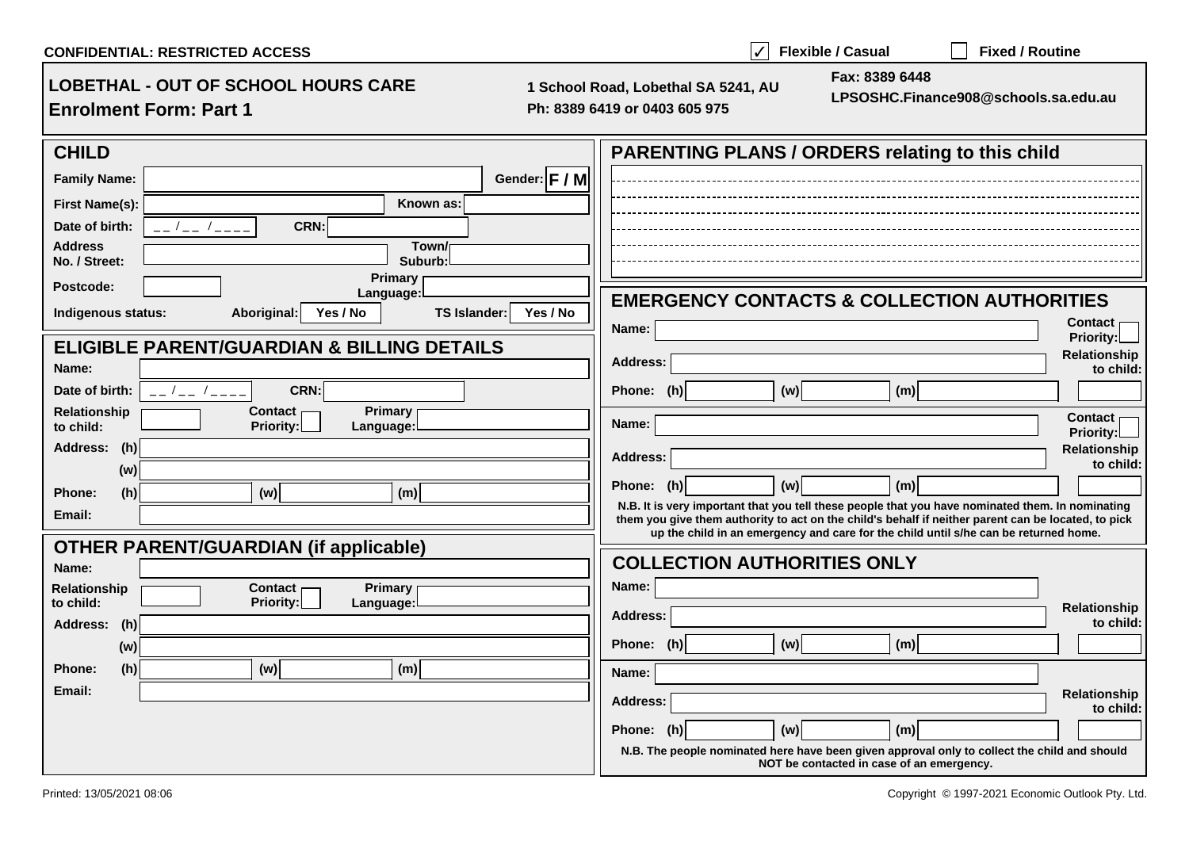**CONFIDENTIAL: RESTRICTED ACCESS**

☑ **Flexible / Casual** ☐ **Fixed / Routine**

# LOBETHAL - OUT OF SCHOOL HOURS CARE

## Enrolment Form: Part 1

**1 School Road, Lobethal SA 5241, AU**
**Ph: 8389 6419 or 0403 605 975**

**Fax: 8389 6448**
**LPSOSHC.Finance908@schools.sa.edu.au**

## CHILD

**Family Name:** ______________ **Gender: F / M**

**First Name(s):** ______________ **Known as:** ______________

**Date of birth:** __ / __ / ____ **CRN:** ______________

**Address No. / Street:** ______________ **Town/ Suburb:** ______________

**Postcode:** ______________ **Primary Language:** ______________

**Indigenous status:** **Aboriginal:** Yes / No **TS Islander:** Yes / No

## ELIGIBLE PARENT/GUARDIAN & BILLING DETAILS

**Name:** ______________

**Date of birth:** __ / __ / ____ **CRN:** ______________

**Relationship to child:** ______________ **Contact Priority:** ☐ **Primary Language:** ______________

**Address: (h)** ______________

**(w)** ______________

**Phone: (h)** ______________ **(w)** ______________ **(m)** ______________

**Email:** ______________

## OTHER PARENT/GUARDIAN (if applicable)

**Name:** ______________

**Relationship to child:** ______________ **Contact Priority:** ☐ **Primary Language:** ______________

**Address: (h)** ______________

**(w)** ______________

**Phone: (h)** ______________ **(w)** ______________ **(m)** ______________

**Email:** ______________

## PARENTING PLANS / ORDERS relating to this child

______________

______________

______________

______________

______________

## EMERGENCY CONTACTS & COLLECTION AUTHORITIES

**Name:** ______________ **Contact Priority:** ☐

**Address:** ______________ **Relationship to child:** ______________

**Phone: (h)** ______________ **(w)** ______________ **(m)** ______________

**Name:** ______________ **Contact Priority:** ☐

**Address:** ______________ **Relationship to child:** ______________

**Phone: (h)** ______________ **(w)** ______________ **(m)** ______________

**N.B. It is very important that you tell these people that you have nominated them. In nominating them you give them authority to act on the child's behalf if neither parent can be located, to pick up the child in an emergency and care for the child until s/he can be returned home.**

## COLLECTION AUTHORITIES ONLY

**Name:** ______________

**Address:** ______________ **Relationship to child:** ______________

**Phone: (h)** ______________ **(w)** ______________ **(m)** ______________

**Name:** ______________

**Address:** ______________ **Relationship to child:** ______________

**Phone: (h)** ______________ **(w)** ______________ **(m)** ______________

**N.B. The people nominated here have been given approval only to collect the child and should NOT be contacted in case of an emergency.**

Printed: 13/05/2021 08:06

Copyright © 1997-2021 Economic Outlook Pty. Ltd.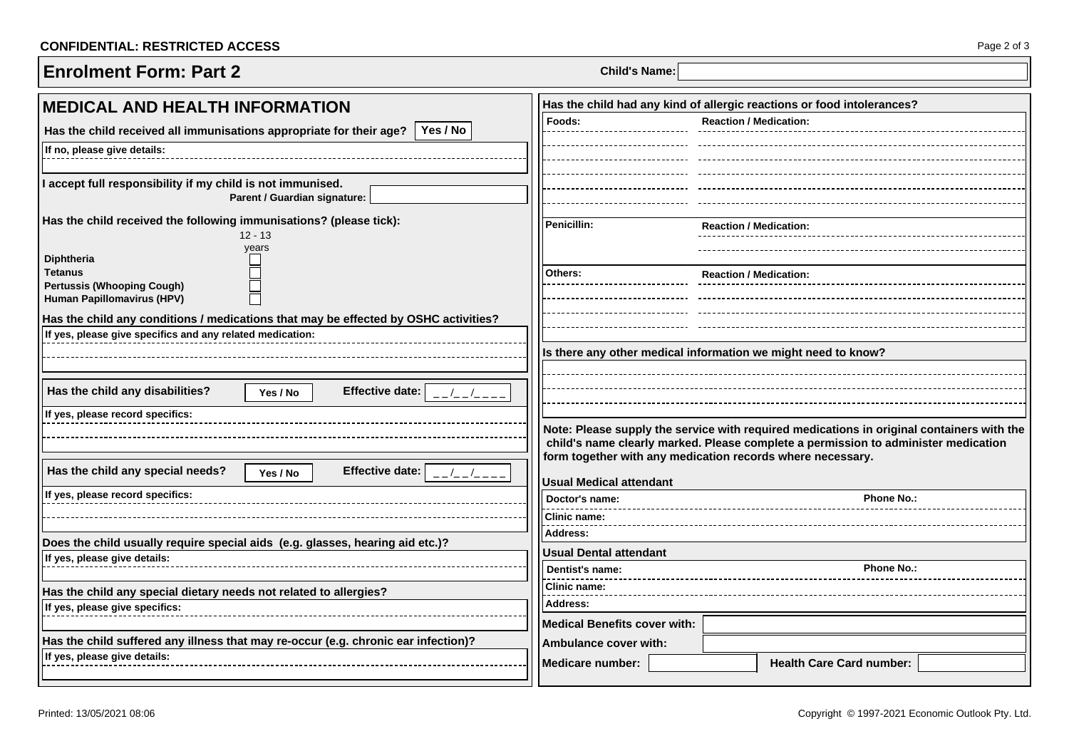**CONFIDENTIAL: RESTRICTED ACCESS**

# Enrolment Form: Part 2

**Child's Name:**

## MEDICAL AND HEALTH INFORMATION

**Has the child received all immunisations appropriate for their age?** **Yes / No**

**If no, please give details:**

**I accept full responsibility if my child is not immunised.**

**Parent / Guardian signature:**

**Has the child received the following immunisations? (please tick):**

| | 12 - 13 years |
|---|---|
| **Diphtheria** | ☐ |
| **Tetanus** | ☐ |
| **Pertussis (Whooping Cough)** | ☐ |
| **Human Papillomavirus (HPV)** | ☐ |

**Has the child any conditions / medications that may be effected by OSHC activities?**

**If yes, please give specifics and any related medication:**

**Has the child any disabilities?** **Yes / No** **Effective date:** _ _/_ _/_ _ _ _

**If yes, please record specifics:**

**Has the child any special needs?** **Yes / No** **Effective date:** _ _/_ _/_ _ _ _

**If yes, please record specifics:**

**Does the child usually require special aids (e.g. glasses, hearing aid etc.)?**

**If yes, please give details:**

**Has the child any special dietary needs not related to allergies?**

**If yes, please give specifics:**

**Has the child suffered any illness that may re-occur (e.g. chronic ear infection)?**

**If yes, please give details:**

**Has the child had any kind of allergic reactions or food intolerances?**

| **Foods:** | **Reaction / Medication:** |
|---|---|
| | |
| | |
| | |
| | |

| **Penicillin:** | **Reaction / Medication:** |
|---|---|
| | |

| **Others:** | **Reaction / Medication:** |
|---|---|
| | |
| | |
| | |

**Is there any other medical information we might need to know?**

**Note: Please supply the service with required medications in original containers with the child's name clearly marked. Please complete a permission to administer medication form together with any medication records where necessary.**

**Usual Medical attendant**

**Doctor's name:** **Phone No.:**

**Clinic name:**

**Address:**

**Usual Dental attendant**

**Dentist's name:** **Phone No.:**

**Clinic name:**

**Address:**

**Medical Benefits cover with:**

**Ambulance cover with:**

**Medicare number:** **Health Care Card number:**

Printed: 13/05/2021 08:06

Copyright © 1997-2021 Economic Outlook Pty. Ltd.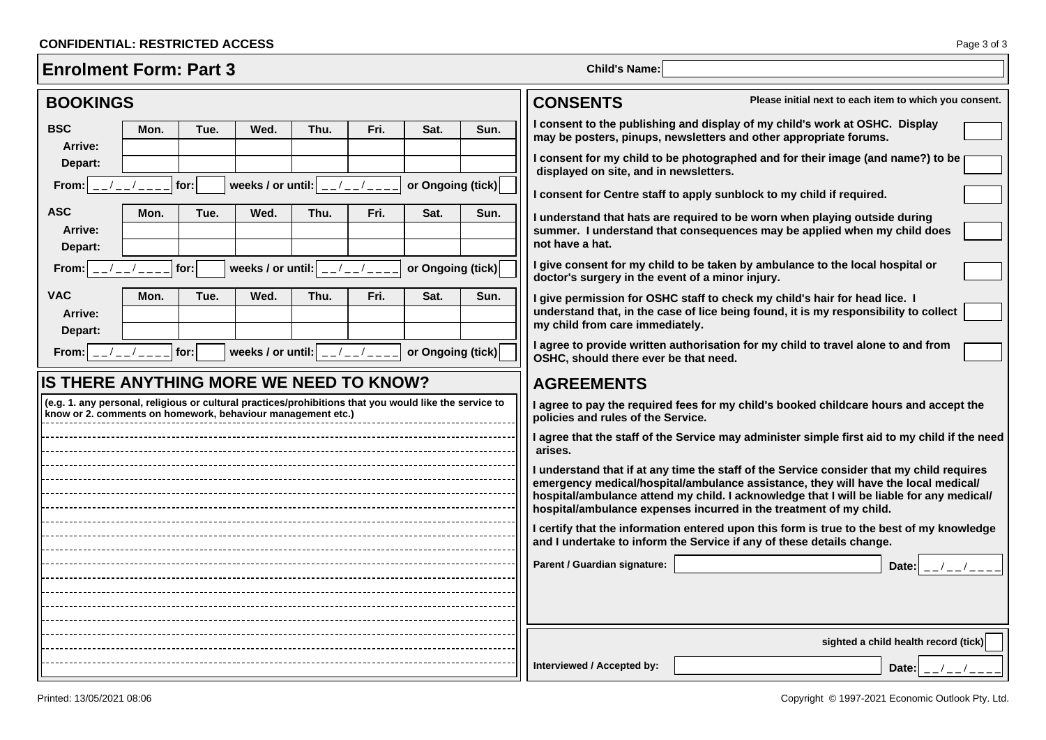CONFIDENTIAL: RESTRICTED ACCESS

# Enrolment Form: Part 3

**Child's Name:** \_\_\_\_\_\_\_\_\_\_\_\_\_\_\_\_\_\_\_\_

## BOOKINGS

| **BSC** | Mon. | Tue. | Wed. | Thu. | Fri. | Sat. | Sun. |
|---|---|---|---|---|---|---|---|
| Arrive: | | | | | | | |
| Depart: | | | | | | | |

From: \_ \_ / \_ \_ / \_ \_ \_ \_ for: \_\_\_ weeks / or until: \_ \_ / \_ \_ / \_ \_ \_ \_ or Ongoing (tick) ☐

| **ASC** | Mon. | Tue. | Wed. | Thu. | Fri. | Sat. | Sun. |
|---|---|---|---|---|---|---|---|
| Arrive: | | | | | | | |
| Depart: | | | | | | | |

From: \_ \_ / \_ \_ / \_ \_ \_ \_ for: \_\_\_ weeks / or until: \_ \_ / \_ \_ / \_ \_ \_ \_ or Ongoing (tick) ☐

| **VAC** | Mon. | Tue. | Wed. | Thu. | Fri. | Sat. | Sun. |
|---|---|---|---|---|---|---|---|
| Arrive: | | | | | | | |
| Depart: | | | | | | | |

From: \_ \_ / \_ \_ / \_ \_ \_ \_ for: \_\_\_ weeks / or until: \_ \_ / \_ \_ / \_ \_ \_ \_ or Ongoing (tick) ☐

## IS THERE ANYTHING MORE WE NEED TO KNOW?

(e.g. 1. any personal, religious or cultural practices/prohibitions that you would like the service to know or 2. comments on homework, behaviour management etc.)

\_\_\_\_\_\_\_\_\_\_\_\_\_\_\_\_\_\_\_\_\_\_\_\_\_\_\_\_\_\_\_\_\_\_\_\_\_\_\_\_

\_\_\_\_\_\_\_\_\_\_\_\_\_\_\_\_\_\_\_\_\_\_\_\_\_\_\_\_\_\_\_\_\_\_\_\_\_\_\_\_

\_\_\_\_\_\_\_\_\_\_\_\_\_\_\_\_\_\_\_\_\_\_\_\_\_\_\_\_\_\_\_\_\_\_\_\_\_\_\_\_

## CONSENTS

**Please initial next to each item to which you consent.**

- I consent to the publishing and display of my child's work at OSHC. Display may be posters, pinups, newsletters and other appropriate forums. ☐
- I consent for my child to be photographed and for their image (and name?) to be displayed on site, and in newsletters. ☐
- I consent for Centre staff to apply sunblock to my child if required. ☐
- I understand that hats are required to be worn when playing outside during summer. I understand that consequences may be applied when my child does not have a hat. ☐
- I give consent for my child to be taken by ambulance to the local hospital or doctor's surgery in the event of a minor injury. ☐
- I give permission for OSHC staff to check my child's hair for head lice. I understand that, in the case of lice being found, it is my responsibility to collect my child from care immediately. ☐
- I agree to provide written authorisation for my child to travel alone to and from OSHC, should there ever be that need. ☐

## AGREEMENTS

I agree to pay the required fees for my child's booked childcare hours and accept the policies and rules of the Service.

I agree that the staff of the Service may administer simple first aid to my child if the need arises.

I understand that if at any time the staff of the Service consider that my child requires emergency medical/hospital/ambulance assistance, they will have the local medical/ hospital/ambulance attend my child. I acknowledge that I will be liable for any medical/ hospital/ambulance expenses incurred in the treatment of my child.

I certify that the information entered upon this form is true to the best of my knowledge and I undertake to inform the Service if any of these details change.

Parent / Guardian signature: \_\_\_\_\_\_\_\_\_\_\_\_\_\_\_\_\_\_\_\_ Date: \_ \_ / \_ \_ / \_ \_ \_ \_

sighted a child health record (tick) ☐

Interviewed / Accepted by: \_\_\_\_\_\_\_\_\_\_\_\_\_\_\_\_\_\_\_\_ Date: \_ \_ / \_ \_ / \_ \_ \_ \_

Printed: 13/05/2021 08:06

Copyright © 1997-2021 Economic Outlook Pty. Ltd.